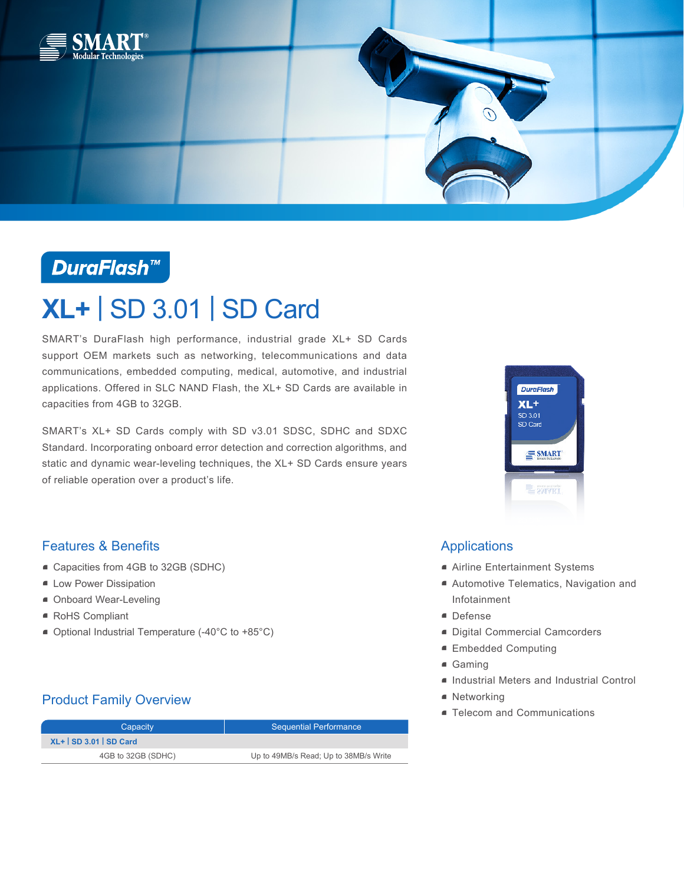DuraFlash™

# XL+ | SD 3.01 | SD Card

SMART's DuraFlash high performance, industrial grade XL+ SD Cards support OEM markets such as networking, telecommunications and data communications, embedded computing, medical, automotive, and industrial applications. Offered in SLC NAND Flash, the XL+ SD Cards are available in capacities from 4GB to 32GB.

SMART's XL+ SD Cards comply with SD v3.01 SDSC, SDHC and SDXC Standard. Incorporating onboard error detection and correction algorithms, and static and dynamic wear-leveling techniques, the XL+ SD Cards ensure years of reliable operation over a product's life.

## Features & Benefits

- Capacities from 4GB to 32GB (SDHC)
- Low Power Dissipation
- Onboard Wear-Leveling
- RoHS Compliant
- Optional Industrial Temperature (-40°C to +85°C)

## Product Family Overview

| Capacity | Sequential Performance |
|---|---|
| **XL+ \| SD 3.01 \| SD Card** | |
| 4GB to 32GB (SDHC) | Up to 49MB/s Read; Up to 38MB/s Write |

## Applications

- Airline Entertainment Systems
- Automotive Telematics, Navigation and Infotainment
- Defense
- Digital Commercial Camcorders
- Embedded Computing
- Gaming
- Industrial Meters and Industrial Control
- Networking
- Telecom and Communications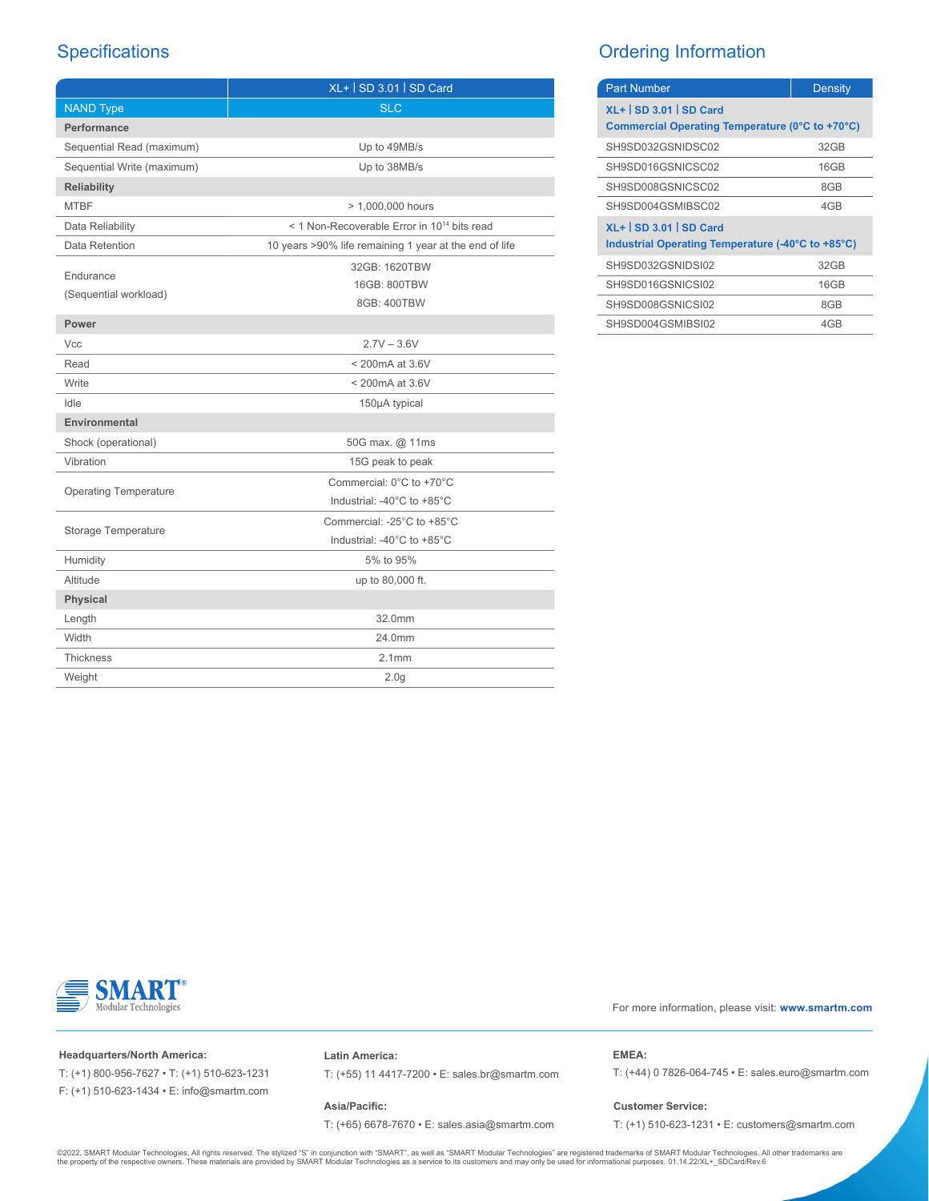## Specifications

| | XL+ \| SD 3.01 \| SD Card |
|---|---|
| NAND Type | SLC |
| **Performance** | |
| Sequential Read (maximum) | Up to 49MB/s |
| Sequential Write (maximum) | Up to 38MB/s |
| **Reliability** | |
| MTBF | > 1,000,000 hours |
| Data Reliability | < 1 Non-Recoverable Error in $10^{14}$ bits read |
| Data Retention | 10 years >90% life remaining 1 year at the end of life |
| Endurance (Sequential workload) | 32GB: 1620TBW<br>16GB: 800TBW<br>8GB: 400TBW |
| **Power** | |
| Vcc | 2.7V – 3.6V |
| Read | < 200mA at 3.6V |
| Write | < 200mA at 3.6V |
| Idle | 150µA typical |
| **Environmental** | |
| Shock (operational) | 50G max. @ 11ms |
| Vibration | 15G peak to peak |
| Operating Temperature | Commercial: 0°C to +70°C<br>Industrial: -40°C to +85°C |
| Storage Temperature | Commercial: -25°C to +85°C<br>Industrial: -40°C to +85°C |
| Humidity | 5% to 95% |
| Altitude | up to 80,000 ft. |
| **Physical** | |
| Length | 32.0mm |
| Width | 24.0mm |
| Thickness | 2.1mm |
| Weight | 2.0g |

## Ordering Information

| Part Number | Density |
|---|---|
| **XL+ \| SD 3.01 \| SD Card — Commercial Operating Temperature (0°C to +70°C)** | |
| SH9SD032GSNIDSC02 | 32GB |
| SH9SD016GSNICSC02 | 16GB |
| SH9SD008GSNICSC02 | 8GB |
| SH9SD004GSMIBSC02 | 4GB |
| **XL+ \| SD 3.01 \| SD Card — Industrial Operating Temperature (-40°C to +85°C)** | |
| SH9SD032GSNIDSI02 | 32GB |
| SH9SD016GSNICSI02 | 16GB |
| SH9SD008GSNICSI02 | 8GB |
| SH9SD004GSMIBSI02 | 4GB |

SMART Modular Technologies

For more information, please visit: **www.smartm.com**

**Headquarters/North America:**
T: (+1) 800-956-7627 • T: (+1) 510-623-1231
F: (+1) 510-623-1434 • E: info@smartm.com

**Latin America:**
T: (+55) 11 4417-7200 • E: sales.br@smartm.com

**Asia/Pacific:**
T: (+65) 6678-7670 • E: sales.asia@smartm.com

**EMEA:**
T: (+44) 0 7826-064-745 • E: sales.euro@smartm.com

**Customer Service:**
T: (+1) 510-623-1231 • E: customers@smartm.com

©2022, SMART Modular Technologies, All rights reserved. The stylized "S" in conjunction with "SMART", as well as "SMART Modular Technologies" are registered trademarks of SMART Modular Technologies. All other trademarks are the property of the respective owners. These materials are provided by SMART Modular Technologies as a service to its customers and may only be used for informational purposes. 01.14.22/XL+_SDCard/Rev.6